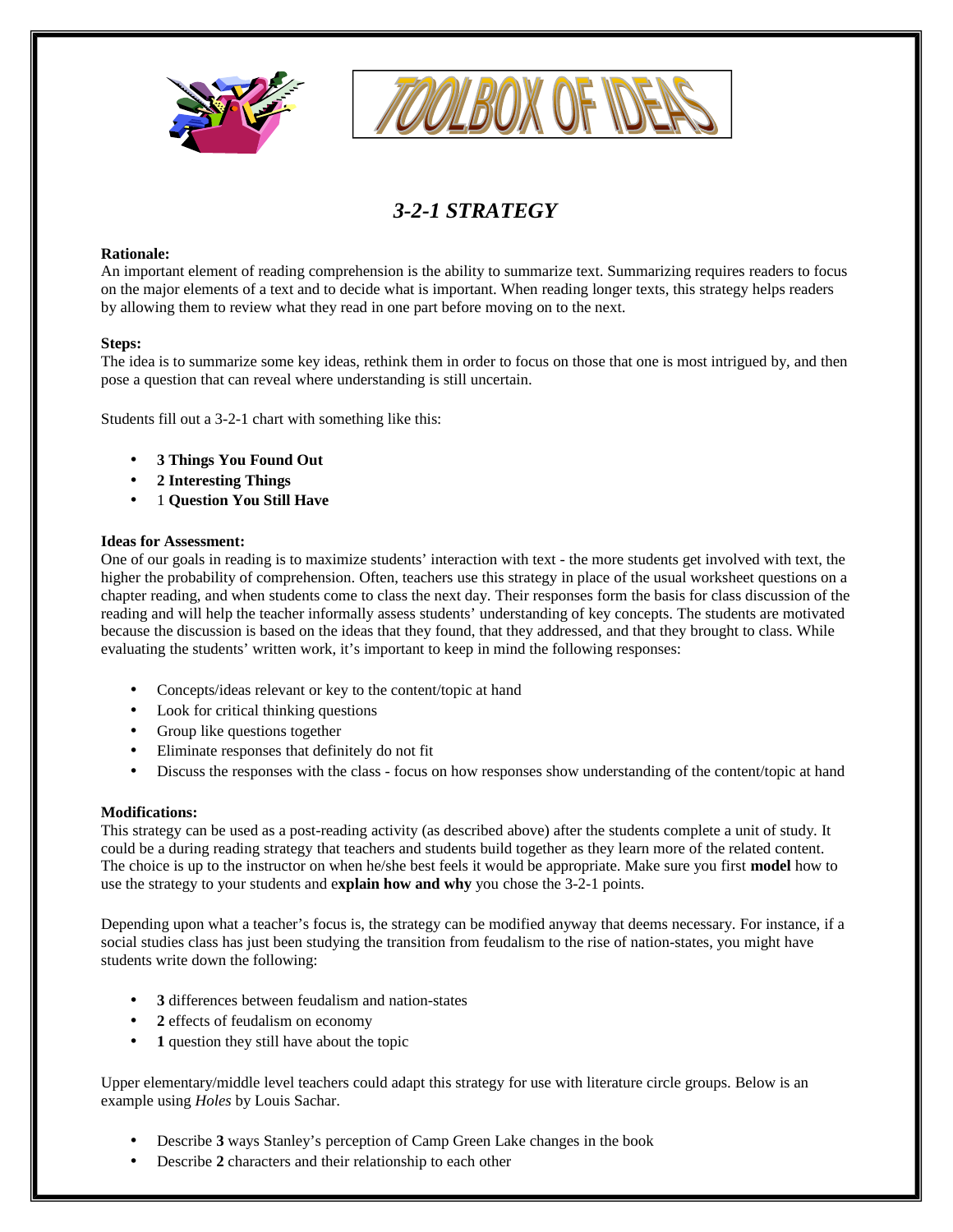# TOOLBOX OF IDEAS

## *3-2-1 STRATEGY*

**Rationale:**
An important element of reading comprehension is the ability to summarize text. Summarizing requires readers to focus on the major elements of a text and to decide what is important. When reading longer texts, this strategy helps readers by allowing them to review what they read in one part before moving on to the next.

**Steps:**
The idea is to summarize some key ideas, rethink them in order to focus on those that one is most intrigued by, and then pose a question that can reveal where understanding is still uncertain.

Students fill out a 3-2-1 chart with something like this:

- **3 Things You Found Out**
- **2 Interesting Things**
- 1 **Question You Still Have**

**Ideas for Assessment:**
One of our goals in reading is to maximize students' interaction with text - the more students get involved with text, the higher the probability of comprehension. Often, teachers use this strategy in place of the usual worksheet questions on a chapter reading, and when students come to class the next day. Their responses form the basis for class discussion of the reading and will help the teacher informally assess students' understanding of key concepts. The students are motivated because the discussion is based on the ideas that they found, that they addressed, and that they brought to class. While evaluating the students' written work, it's important to keep in mind the following responses:

- Concepts/ideas relevant or key to the content/topic at hand
- Look for critical thinking questions
- Group like questions together
- Eliminate responses that definitely do not fit
- Discuss the responses with the class - focus on how responses show understanding of the content/topic at hand

**Modifications:**
This strategy can be used as a post-reading activity (as described above) after the students complete a unit of study. It could be a during reading strategy that teachers and students build together as they learn more of the related content. The choice is up to the instructor on when he/she best feels it would be appropriate. Make sure you first **model** how to use the strategy to your students and e**xplain how and why** you chose the 3-2-1 points.

Depending upon what a teacher's focus is, the strategy can be modified anyway that deems necessary. For instance, if a social studies class has just been studying the transition from feudalism to the rise of nation-states, you might have students write down the following:

- **3** differences between feudalism and nation-states
- **2** effects of feudalism on economy
- **1** question they still have about the topic

Upper elementary/middle level teachers could adapt this strategy for use with literature circle groups. Below is an example using *Holes* by Louis Sachar.

- Describe **3** ways Stanley's perception of Camp Green Lake changes in the book
- Describe **2** characters and their relationship to each other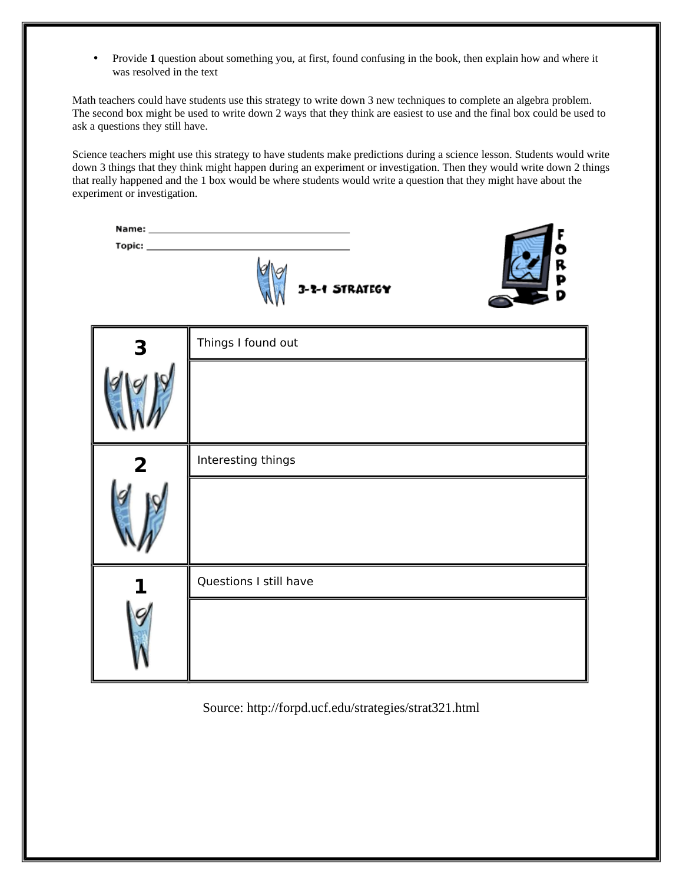- Provide **1** question about something you, at first, found confusing in the book, then explain how and where it was resolved in the text

Math teachers could have students use this strategy to write down 3 new techniques to complete an algebra problem. The second box might be used to write down 2 ways that they think are easiest to use and the final box could be used to ask a questions they still have.

Science teachers might use this strategy to have students make predictions during a science lesson. Students would write down 3 things that they think might happen during an experiment or investigation. Then they would write down 2 things that really happened and the 1 box would be where students would write a question that they might have about the experiment or investigation.

Name: ___________________________________

Topic: ___________________________________

3-2-1 STRATEGY

FORPD

| | |
|---|---|
| **3** | Things I found out |
| | |
| **2** | Interesting things |
| | |
| **1** | Questions I still have |
| | |

Source: http://forpd.ucf.edu/strategies/strat321.html